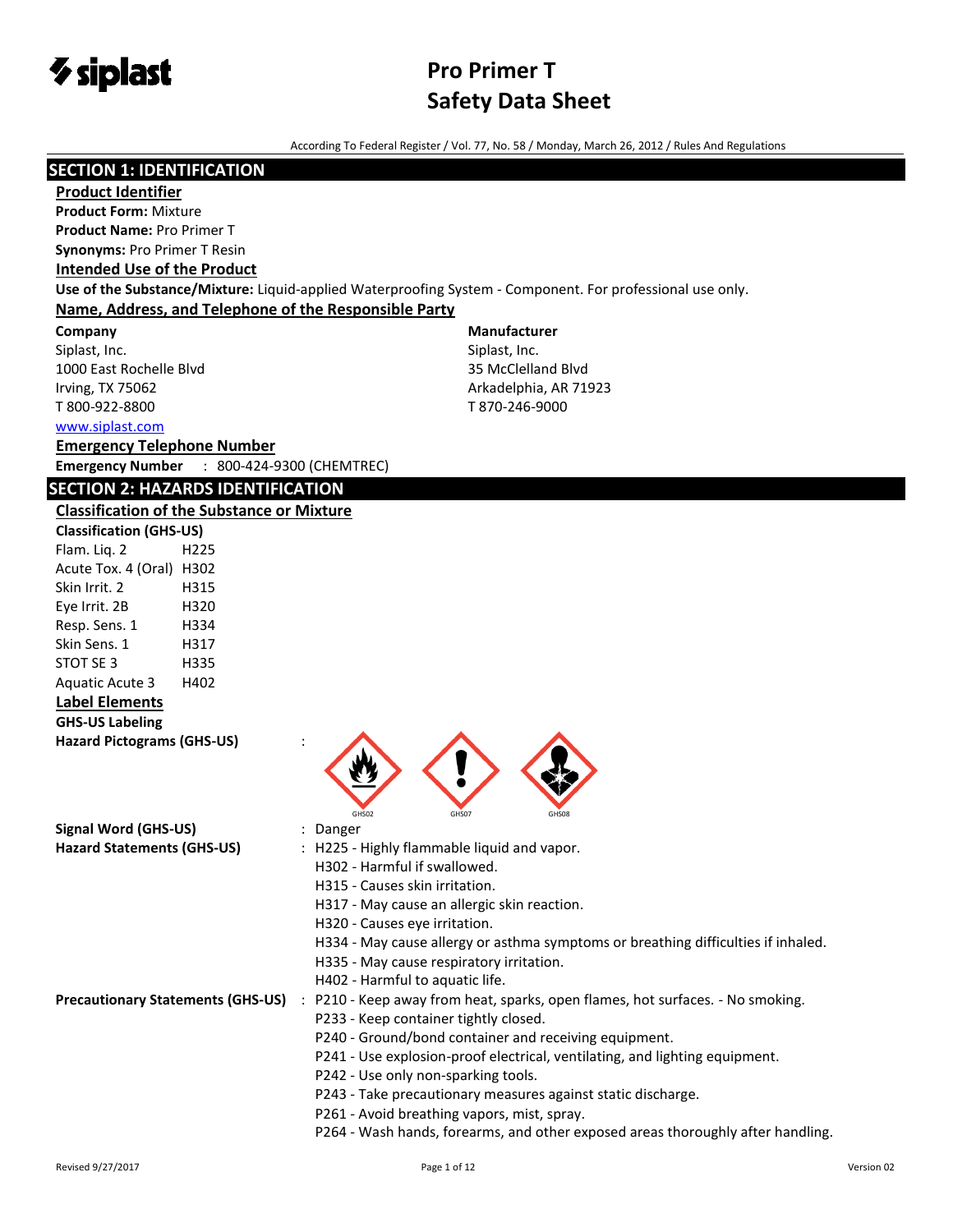# Pro Primer T
# Safety Data Sheet

According To Federal Register / Vol. 77, No. 58 / Monday, March 26, 2012 / Rules And Regulations

## SECTION 1: IDENTIFICATION

### Product Identifier

**Product Form:** Mixture

**Product Name:** Pro Primer T

**Synonyms:** Pro Primer T Resin

### Intended Use of the Product

**Use of the Substance/Mixture:** Liquid-applied Waterproofing System - Component. For professional use only.

### Name, Address, and Telephone of the Responsible Party

**Company**
Siplast, Inc.
1000 East Rochelle Blvd
Irving, TX 75062
T 800-922-8800
www.siplast.com

**Manufacturer**
Siplast, Inc.
35 McClelland Blvd
Arkadelphia, AR 71923
T 870-246-9000

### Emergency Telephone Number

**Emergency Number** : 800-424-9300 (CHEMTREC)

## SECTION 2: HAZARDS IDENTIFICATION

### Classification of the Substance or Mixture

**Classification (GHS-US)**

| | |
|---|---|
| Flam. Liq. 2 | H225 |
| Acute Tox. 4 (Oral) | H302 |
| Skin Irrit. 2 | H315 |
| Eye Irrit. 2B | H320 |
| Resp. Sens. 1 | H334 |
| Skin Sens. 1 | H317 |
| STOT SE 3 | H335 |
| Aquatic Acute 3 | H402 |

### Label Elements

**GHS-US Labeling**

**Hazard Pictograms (GHS-US)** :

GHS02 GHS07 GHS08

**Signal Word (GHS-US)** : Danger

**Hazard Statements (GHS-US)** : H225 - Highly flammable liquid and vapor.
H302 - Harmful if swallowed.
H315 - Causes skin irritation.
H317 - May cause an allergic skin reaction.
H320 - Causes eye irritation.
H334 - May cause allergy or asthma symptoms or breathing difficulties if inhaled.
H335 - May cause respiratory irritation.
H402 - Harmful to aquatic life.

**Precautionary Statements (GHS-US)** : P210 - Keep away from heat, sparks, open flames, hot surfaces. - No smoking.
P233 - Keep container tightly closed.
P240 - Ground/bond container and receiving equipment.
P241 - Use explosion-proof electrical, ventilating, and lighting equipment.
P242 - Use only non-sparking tools.
P243 - Take precautionary measures against static discharge.
P261 - Avoid breathing vapors, mist, spray.
P264 - Wash hands, forearms, and other exposed areas thoroughly after handling.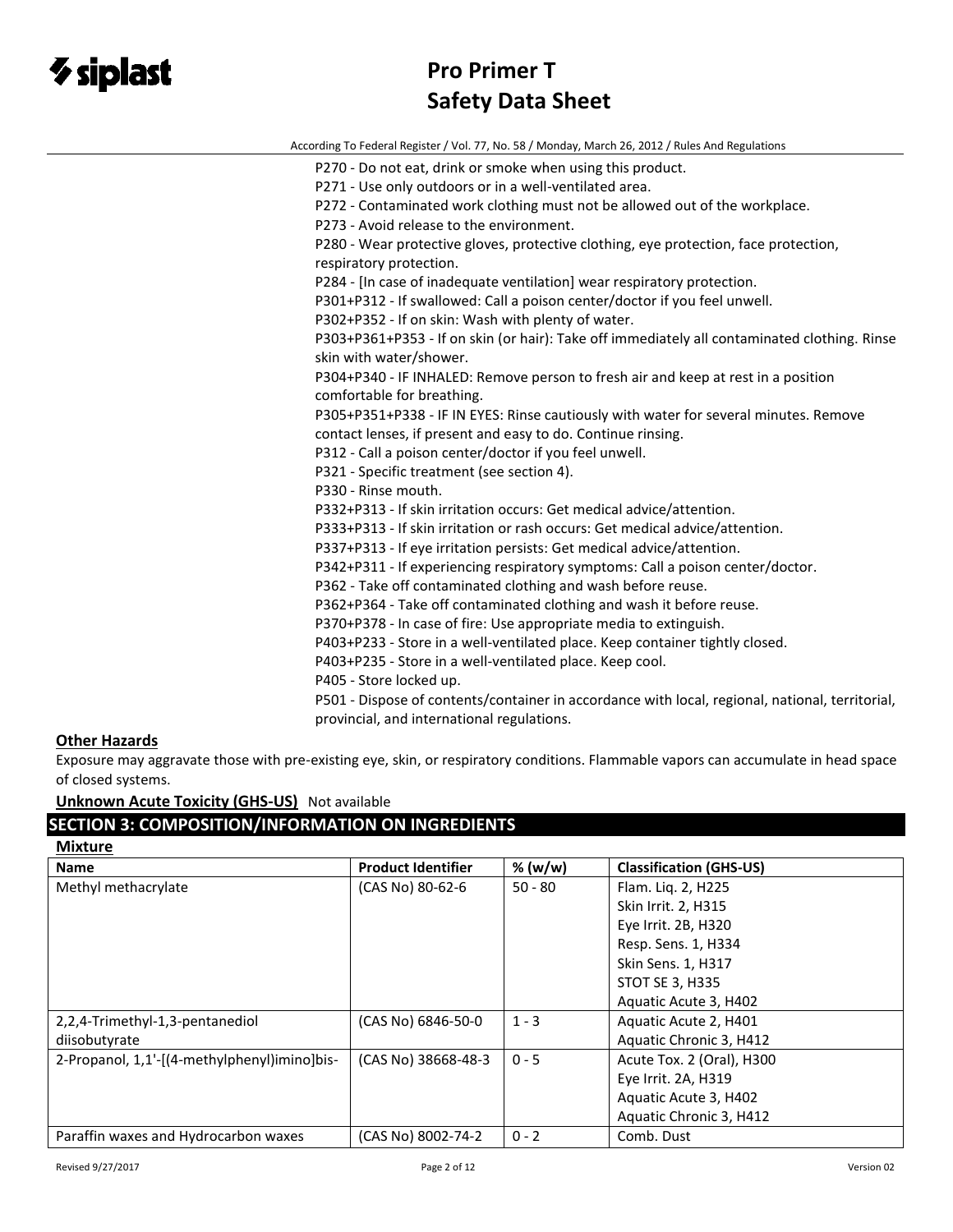P270 - Do not eat, drink or smoke when using this product.
P271 - Use only outdoors or in a well-ventilated area.
P272 - Contaminated work clothing must not be allowed out of the workplace.
P273 - Avoid release to the environment.
P280 - Wear protective gloves, protective clothing, eye protection, face protection, respiratory protection.
P284 - [In case of inadequate ventilation] wear respiratory protection.
P301+P312 - If swallowed: Call a poison center/doctor if you feel unwell.
P302+P352 - If on skin: Wash with plenty of water.
P303+P361+P353 - If on skin (or hair): Take off immediately all contaminated clothing. Rinse skin with water/shower.
P304+P340 - IF INHALED: Remove person to fresh air and keep at rest in a position comfortable for breathing.
P305+P351+P338 - IF IN EYES: Rinse cautiously with water for several minutes. Remove contact lenses, if present and easy to do. Continue rinsing.
P312 - Call a poison center/doctor if you feel unwell.
P321 - Specific treatment (see section 4).
P330 - Rinse mouth.
P332+P313 - If skin irritation occurs: Get medical advice/attention.
P333+P313 - If skin irritation or rash occurs: Get medical advice/attention.
P337+P313 - If eye irritation persists: Get medical advice/attention.
P342+P311 - If experiencing respiratory symptoms: Call a poison center/doctor.
P362 - Take off contaminated clothing and wash before reuse.
P362+P364 - Take off contaminated clothing and wash it before reuse.
P370+P378 - In case of fire: Use appropriate media to extinguish.
P403+P233 - Store in a well-ventilated place. Keep container tightly closed.
P403+P235 - Store in a well-ventilated place. Keep cool.
P405 - Store locked up.
P501 - Dispose of contents/container in accordance with local, regional, national, territorial, provincial, and international regulations.

**Other Hazards**

Exposure may aggravate those with pre-existing eye, skin, or respiratory conditions. Flammable vapors can accumulate in head space of closed systems.

**Unknown Acute Toxicity (GHS-US)** Not available

## SECTION 3: COMPOSITION/INFORMATION ON INGREDIENTS

**Mixture**

| Name | Product Identifier | % (w/w) | Classification (GHS-US) |
|---|---|---|---|
| Methyl methacrylate | (CAS No) 80-62-6 | 50 - 80 | Flam. Liq. 2, H225<br>Skin Irrit. 2, H315<br>Eye Irrit. 2B, H320<br>Resp. Sens. 1, H334<br>Skin Sens. 1, H317<br>STOT SE 3, H335<br>Aquatic Acute 3, H402 |
| 2,2,4-Trimethyl-1,3-pentanediol diisobutyrate | (CAS No) 6846-50-0 | 1 - 3 | Aquatic Acute 2, H401<br>Aquatic Chronic 3, H412 |
| 2-Propanol, 1,1'-[(4-methylphenyl)imino]bis- | (CAS No) 38668-48-3 | 0 - 5 | Acute Tox. 2 (Oral), H300<br>Eye Irrit. 2A, H319<br>Aquatic Acute 3, H402<br>Aquatic Chronic 3, H412 |
| Paraffin waxes and Hydrocarbon waxes | (CAS No) 8002-74-2 | 0 - 2 | Comb. Dust |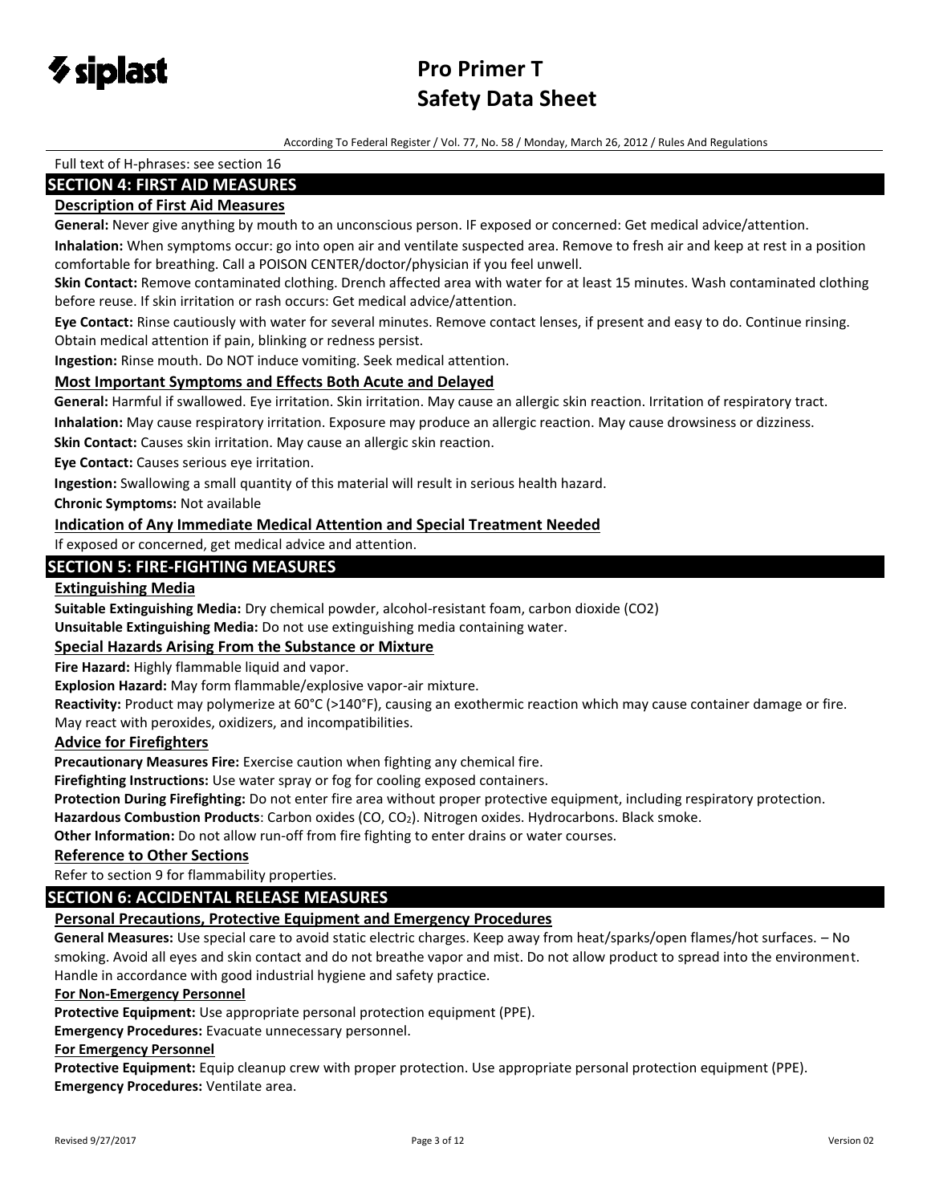Full text of H-phrases: see section 16

## SECTION 4: FIRST AID MEASURES

### Description of First Aid Measures

**General:** Never give anything by mouth to an unconscious person. IF exposed or concerned: Get medical advice/attention.

**Inhalation:** When symptoms occur: go into open air and ventilate suspected area. Remove to fresh air and keep at rest in a position comfortable for breathing. Call a POISON CENTER/doctor/physician if you feel unwell.

**Skin Contact:** Remove contaminated clothing. Drench affected area with water for at least 15 minutes. Wash contaminated clothing before reuse. If skin irritation or rash occurs: Get medical advice/attention.

**Eye Contact:** Rinse cautiously with water for several minutes. Remove contact lenses, if present and easy to do. Continue rinsing. Obtain medical attention if pain, blinking or redness persist.

**Ingestion:** Rinse mouth. Do NOT induce vomiting. Seek medical attention.

### Most Important Symptoms and Effects Both Acute and Delayed

**General:** Harmful if swallowed. Eye irritation. Skin irritation. May cause an allergic skin reaction. Irritation of respiratory tract.

**Inhalation:** May cause respiratory irritation. Exposure may produce an allergic reaction. May cause drowsiness or dizziness.

**Skin Contact:** Causes skin irritation. May cause an allergic skin reaction.

**Eye Contact:** Causes serious eye irritation.

**Ingestion:** Swallowing a small quantity of this material will result in serious health hazard.

**Chronic Symptoms:** Not available

### Indication of Any Immediate Medical Attention and Special Treatment Needed

If exposed or concerned, get medical advice and attention.

## SECTION 5: FIRE-FIGHTING MEASURES

### Extinguishing Media

**Suitable Extinguishing Media:** Dry chemical powder, alcohol-resistant foam, carbon dioxide (CO2)

**Unsuitable Extinguishing Media:** Do not use extinguishing media containing water.

### Special Hazards Arising From the Substance or Mixture

**Fire Hazard:** Highly flammable liquid and vapor.

**Explosion Hazard:** May form flammable/explosive vapor-air mixture.

**Reactivity:** Product may polymerize at 60°C (>140°F), causing an exothermic reaction which may cause container damage or fire. May react with peroxides, oxidizers, and incompatibilities.

### Advice for Firefighters

**Precautionary Measures Fire:** Exercise caution when fighting any chemical fire.

**Firefighting Instructions:** Use water spray or fog for cooling exposed containers.

**Protection During Firefighting:** Do not enter fire area without proper protective equipment, including respiratory protection.

**Hazardous Combustion Products**: Carbon oxides (CO, $CO_2$). Nitrogen oxides. Hydrocarbons. Black smoke.

**Other Information:** Do not allow run-off from fire fighting to enter drains or water courses.

### Reference to Other Sections

Refer to section 9 for flammability properties.

## SECTION 6: ACCIDENTAL RELEASE MEASURES

### Personal Precautions, Protective Equipment and Emergency Procedures

**General Measures:** Use special care to avoid static electric charges. Keep away from heat/sparks/open flames/hot surfaces. – No smoking. Avoid all eyes and skin contact and do not breathe vapor and mist. Do not allow product to spread into the environment. Handle in accordance with good industrial hygiene and safety practice.

#### For Non-Emergency Personnel

**Protective Equipment:** Use appropriate personal protection equipment (PPE).

**Emergency Procedures:** Evacuate unnecessary personnel.

#### For Emergency Personnel

**Protective Equipment:** Equip cleanup crew with proper protection. Use appropriate personal protection equipment (PPE).

**Emergency Procedures:** Ventilate area.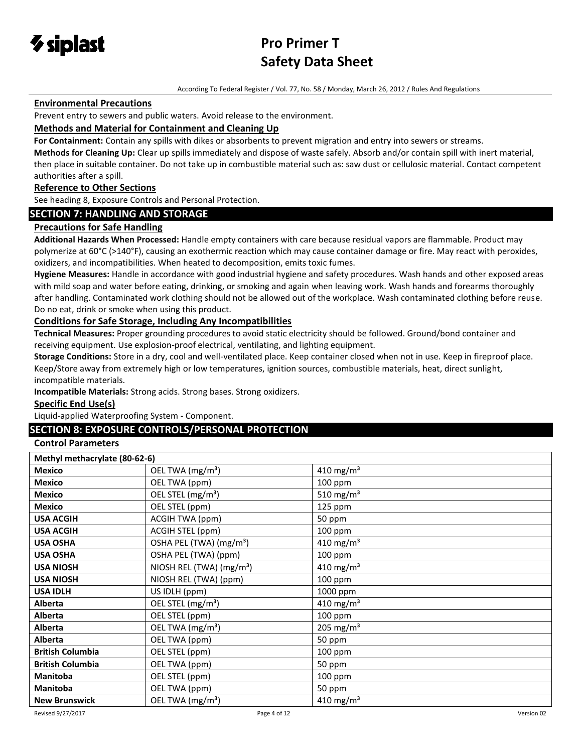### Environmental Precautions

Prevent entry to sewers and public waters. Avoid release to the environment.

### Methods and Material for Containment and Cleaning Up

**For Containment:** Contain any spills with dikes or absorbents to prevent migration and entry into sewers or streams.

**Methods for Cleaning Up:** Clear up spills immediately and dispose of waste safely. Absorb and/or contain spill with inert material, then place in suitable container. Do not take up in combustible material such as: saw dust or cellulosic material. Contact competent authorities after a spill.

### Reference to Other Sections

See heading 8, Exposure Controls and Personal Protection.

## SECTION 7: HANDLING AND STORAGE

### Precautions for Safe Handling

**Additional Hazards When Processed:** Handle empty containers with care because residual vapors are flammable. Product may polymerize at 60°C (>140°F), causing an exothermic reaction which may cause container damage or fire. May react with peroxides, oxidizers, and incompatibilities. When heated to decomposition, emits toxic fumes.

**Hygiene Measures:** Handle in accordance with good industrial hygiene and safety procedures. Wash hands and other exposed areas with mild soap and water before eating, drinking, or smoking and again when leaving work. Wash hands and forearms thoroughly after handling. Contaminated work clothing should not be allowed out of the workplace. Wash contaminated clothing before reuse. Do no eat, drink or smoke when using this product.

### Conditions for Safe Storage, Including Any Incompatibilities

**Technical Measures:** Proper grounding procedures to avoid static electricity should be followed. Ground/bond container and receiving equipment. Use explosion-proof electrical, ventilating, and lighting equipment.

**Storage Conditions:** Store in a dry, cool and well-ventilated place. Keep container closed when not in use. Keep in fireproof place. Keep/Store away from extremely high or low temperatures, ignition sources, combustible materials, heat, direct sunlight, incompatible materials.

**Incompatible Materials:** Strong acids. Strong bases. Strong oxidizers.

### Specific End Use(s)

Liquid-applied Waterproofing System - Component.

## SECTION 8: EXPOSURE CONTROLS/PERSONAL PROTECTION

### Control Parameters

| Methyl methacrylate (80-62-6) | | |
|---|---|---|
| **Mexico** | OEL TWA (mg/m³) | 410 mg/m³ |
| **Mexico** | OEL TWA (ppm) | 100 ppm |
| **Mexico** | OEL STEL (mg/m³) | 510 mg/m³ |
| **Mexico** | OEL STEL (ppm) | 125 ppm |
| **USA ACGIH** | ACGIH TWA (ppm) | 50 ppm |
| **USA ACGIH** | ACGIH STEL (ppm) | 100 ppm |
| **USA OSHA** | OSHA PEL (TWA) (mg/m³) | 410 mg/m³ |
| **USA OSHA** | OSHA PEL (TWA) (ppm) | 100 ppm |
| **USA NIOSH** | NIOSH REL (TWA) (mg/m³) | 410 mg/m³ |
| **USA NIOSH** | NIOSH REL (TWA) (ppm) | 100 ppm |
| **USA IDLH** | US IDLH (ppm) | 1000 ppm |
| **Alberta** | OEL STEL (mg/m³) | 410 mg/m³ |
| **Alberta** | OEL STEL (ppm) | 100 ppm |
| **Alberta** | OEL TWA (mg/m³) | 205 mg/m³ |
| **Alberta** | OEL TWA (ppm) | 50 ppm |
| **British Columbia** | OEL STEL (ppm) | 100 ppm |
| **British Columbia** | OEL TWA (ppm) | 50 ppm |
| **Manitoba** | OEL STEL (ppm) | 100 ppm |
| **Manitoba** | OEL TWA (ppm) | 50 ppm |
| **New Brunswick** | OEL TWA (mg/m³) | 410 mg/m³ |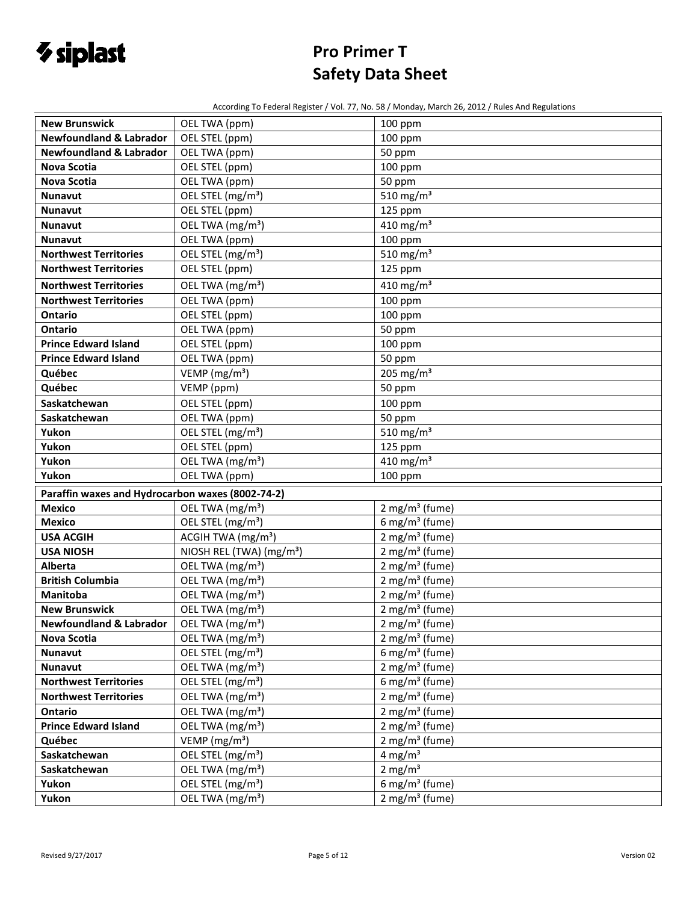| | | |
|---|---|---|
| **New Brunswick** | OEL TWA (ppm) | 100 ppm |
| **Newfoundland & Labrador** | OEL STEL (ppm) | 100 ppm |
| **Newfoundland & Labrador** | OEL TWA (ppm) | 50 ppm |
| **Nova Scotia** | OEL STEL (ppm) | 100 ppm |
| **Nova Scotia** | OEL TWA (ppm) | 50 ppm |
| **Nunavut** | OEL STEL (mg/m³) | 510 mg/m³ |
| **Nunavut** | OEL STEL (ppm) | 125 ppm |
| **Nunavut** | OEL TWA (mg/m³) | 410 mg/m³ |
| **Nunavut** | OEL TWA (ppm) | 100 ppm |
| **Northwest Territories** | OEL STEL (mg/m³) | 510 mg/m³ |
| **Northwest Territories** | OEL STEL (ppm) | 125 ppm |
| **Northwest Territories** | OEL TWA (mg/m³) | 410 mg/m³ |
| **Northwest Territories** | OEL TWA (ppm) | 100 ppm |
| **Ontario** | OEL STEL (ppm) | 100 ppm |
| **Ontario** | OEL TWA (ppm) | 50 ppm |
| **Prince Edward Island** | OEL STEL (ppm) | 100 ppm |
| **Prince Edward Island** | OEL TWA (ppm) | 50 ppm |
| **Québec** | VEMP (mg/m³) | 205 mg/m³ |
| **Québec** | VEMP (ppm) | 50 ppm |
| **Saskatchewan** | OEL STEL (ppm) | 100 ppm |
| **Saskatchewan** | OEL TWA (ppm) | 50 ppm |
| **Yukon** | OEL STEL (mg/m³) | 510 mg/m³ |
| **Yukon** | OEL STEL (ppm) | 125 ppm |
| **Yukon** | OEL TWA (mg/m³) | 410 mg/m³ |
| **Yukon** | OEL TWA (ppm) | 100 ppm |
| **Paraffin waxes and Hydrocarbon waxes (8002-74-2)** | | |
| **Mexico** | OEL TWA (mg/m³) | 2 mg/m³ (fume) |
| **Mexico** | OEL STEL (mg/m³) | 6 mg/m³ (fume) |
| **USA ACGIH** | ACGIH TWA (mg/m³) | 2 mg/m³ (fume) |
| **USA NIOSH** | NIOSH REL (TWA) (mg/m³) | 2 mg/m³ (fume) |
| **Alberta** | OEL TWA (mg/m³) | 2 mg/m³ (fume) |
| **British Columbia** | OEL TWA (mg/m³) | 2 mg/m³ (fume) |
| **Manitoba** | OEL TWA (mg/m³) | 2 mg/m³ (fume) |
| **New Brunswick** | OEL TWA (mg/m³) | 2 mg/m³ (fume) |
| **Newfoundland & Labrador** | OEL TWA (mg/m³) | 2 mg/m³ (fume) |
| **Nova Scotia** | OEL TWA (mg/m³) | 2 mg/m³ (fume) |
| **Nunavut** | OEL STEL (mg/m³) | 6 mg/m³ (fume) |
| **Nunavut** | OEL TWA (mg/m³) | 2 mg/m³ (fume) |
| **Northwest Territories** | OEL STEL (mg/m³) | 6 mg/m³ (fume) |
| **Northwest Territories** | OEL TWA (mg/m³) | 2 mg/m³ (fume) |
| **Ontario** | OEL TWA (mg/m³) | 2 mg/m³ (fume) |
| **Prince Edward Island** | OEL TWA (mg/m³) | 2 mg/m³ (fume) |
| **Québec** | VEMP (mg/m³) | 2 mg/m³ (fume) |
| **Saskatchewan** | OEL STEL (mg/m³) | 4 mg/m³ |
| **Saskatchewan** | OEL TWA (mg/m³) | 2 mg/m³ |
| **Yukon** | OEL STEL (mg/m³) | 6 mg/m³ (fume) |
| **Yukon** | OEL TWA (mg/m³) | 2 mg/m³ (fume) |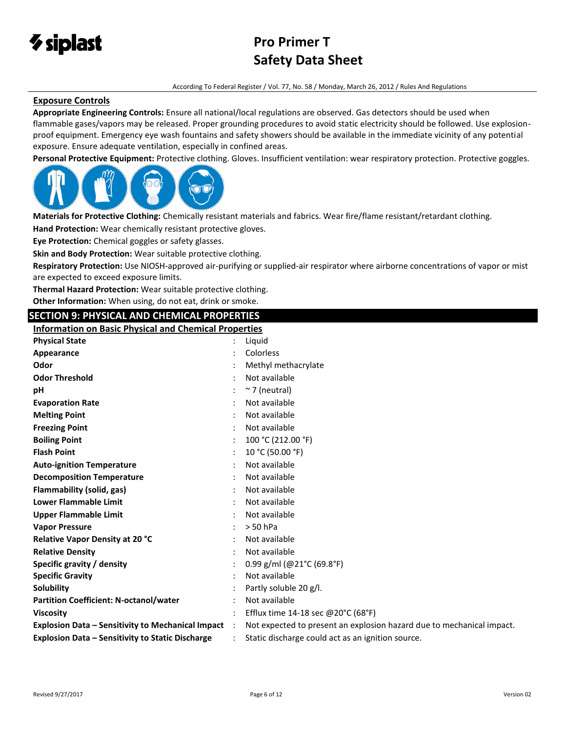### Exposure Controls

**Appropriate Engineering Controls:** Ensure all national/local regulations are observed. Gas detectors should be used when flammable gases/vapors may be released. Proper grounding procedures to avoid static electricity should be followed. Use explosion-proof equipment. Emergency eye wash fountains and safety showers should be available in the immediate vicinity of any potential exposure. Ensure adequate ventilation, especially in confined areas.

**Personal Protective Equipment:** Protective clothing. Gloves. Insufficient ventilation: wear respiratory protection. Protective goggles.

**Materials for Protective Clothing:** Chemically resistant materials and fabrics. Wear fire/flame resistant/retardant clothing.

**Hand Protection:** Wear chemically resistant protective gloves.

**Eye Protection:** Chemical goggles or safety glasses.

**Skin and Body Protection:** Wear suitable protective clothing.

**Respiratory Protection:** Use NIOSH-approved air-purifying or supplied-air respirator where airborne concentrations of vapor or mist are expected to exceed exposure limits.

**Thermal Hazard Protection:** Wear suitable protective clothing.

**Other Information:** When using, do not eat, drink or smoke.

## SECTION 9: PHYSICAL AND CHEMICAL PROPERTIES

### Information on Basic Physical and Chemical Properties

| | |
|---|---|
| **Physical State** | Liquid |
| **Appearance** | Colorless |
| **Odor** | Methyl methacrylate |
| **Odor Threshold** | Not available |
| **pH** | ~ 7 (neutral) |
| **Evaporation Rate** | Not available |
| **Melting Point** | Not available |
| **Freezing Point** | Not available |
| **Boiling Point** | 100 °C (212.00 °F) |
| **Flash Point** | 10 °C (50.00 °F) |
| **Auto-ignition Temperature** | Not available |
| **Decomposition Temperature** | Not available |
| **Flammability (solid, gas)** | Not available |
| **Lower Flammable Limit** | Not available |
| **Upper Flammable Limit** | Not available |
| **Vapor Pressure** | > 50 hPa |
| **Relative Vapor Density at 20 °C** | Not available |
| **Relative Density** | Not available |
| **Specific gravity / density** | 0.99 g/ml (@21°C (69.8°F) |
| **Specific Gravity** | Not available |
| **Solubility** | Partly soluble 20 g/l. |
| **Partition Coefficient: N-octanol/water** | Not available |
| **Viscosity** | Efflux time 14-18 sec @20°C (68°F) |
| **Explosion Data – Sensitivity to Mechanical Impact** | Not expected to present an explosion hazard due to mechanical impact. |
| **Explosion Data – Sensitivity to Static Discharge** | Static discharge could act as an ignition source. |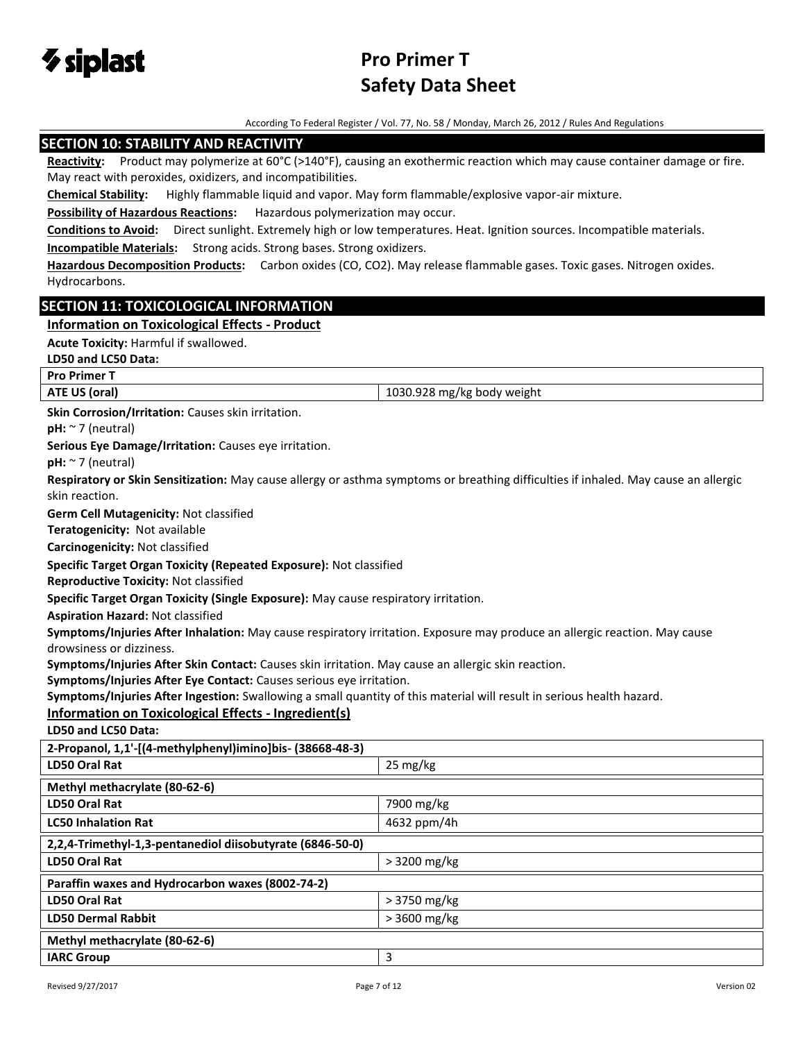## SECTION 10: STABILITY AND REACTIVITY

**Reactivity:** Product may polymerize at 60°C (>140°F), causing an exothermic reaction which may cause container damage or fire. May react with peroxides, oxidizers, and incompatibilities.

**Chemical Stability:** Highly flammable liquid and vapor. May form flammable/explosive vapor-air mixture.

**Possibility of Hazardous Reactions:** Hazardous polymerization may occur.

**Conditions to Avoid:** Direct sunlight. Extremely high or low temperatures. Heat. Ignition sources. Incompatible materials.

**Incompatible Materials:** Strong acids. Strong bases. Strong oxidizers.

**Hazardous Decomposition Products:** Carbon oxides (CO, $CO_2$). May release flammable gases. Toxic gases. Nitrogen oxides. Hydrocarbons.

## SECTION 11: TOXICOLOGICAL INFORMATION

### Information on Toxicological Effects - Product

**Acute Toxicity:** Harmful if swallowed.

**LD50 and LC50 Data:**

| | |
|---|---|
| **Pro Primer T** | |
| **ATE US (oral)** | 1030.928 mg/kg body weight |

**Skin Corrosion/Irritation:** Causes skin irritation.

**pH:** ~ 7 (neutral)

**Serious Eye Damage/Irritation:** Causes eye irritation.

**pH:** ~ 7 (neutral)

**Respiratory or Skin Sensitization:** May cause allergy or asthma symptoms or breathing difficulties if inhaled. May cause an allergic skin reaction.

**Germ Cell Mutagenicity:** Not classified

**Teratogenicity:** Not available

**Carcinogenicity:** Not classified

**Specific Target Organ Toxicity (Repeated Exposure):** Not classified

**Reproductive Toxicity:** Not classified

**Specific Target Organ Toxicity (Single Exposure):** May cause respiratory irritation.

**Aspiration Hazard:** Not classified

**Symptoms/Injuries After Inhalation:** May cause respiratory irritation. Exposure may produce an allergic reaction. May cause drowsiness or dizziness.

**Symptoms/Injuries After Skin Contact:** Causes skin irritation. May cause an allergic skin reaction.

**Symptoms/Injuries After Eye Contact:** Causes serious eye irritation.

**Symptoms/Injuries After Ingestion:** Swallowing a small quantity of this material will result in serious health hazard.

### Information on Toxicological Effects - Ingredient(s)

**LD50 and LC50 Data:**

| | |
|---|---|
| **2-Propanol, 1,1'-[(4-methylphenyl)imino]bis- (38668-48-3)** | |
| **LD50 Oral Rat** | 25 mg/kg |
| **Methyl methacrylate (80-62-6)** | |
| **LD50 Oral Rat** | 7900 mg/kg |
| **LC50 Inhalation Rat** | 4632 ppm/4h |
| **2,2,4-Trimethyl-1,3-pentanediol diisobutyrate (6846-50-0)** | |
| **LD50 Oral Rat** | > 3200 mg/kg |
| **Paraffin waxes and Hydrocarbon waxes (8002-74-2)** | |
| **LD50 Oral Rat** | > 3750 mg/kg |
| **LD50 Dermal Rabbit** | > 3600 mg/kg |
| **Methyl methacrylate (80-62-6)** | |
| **IARC Group** | 3 |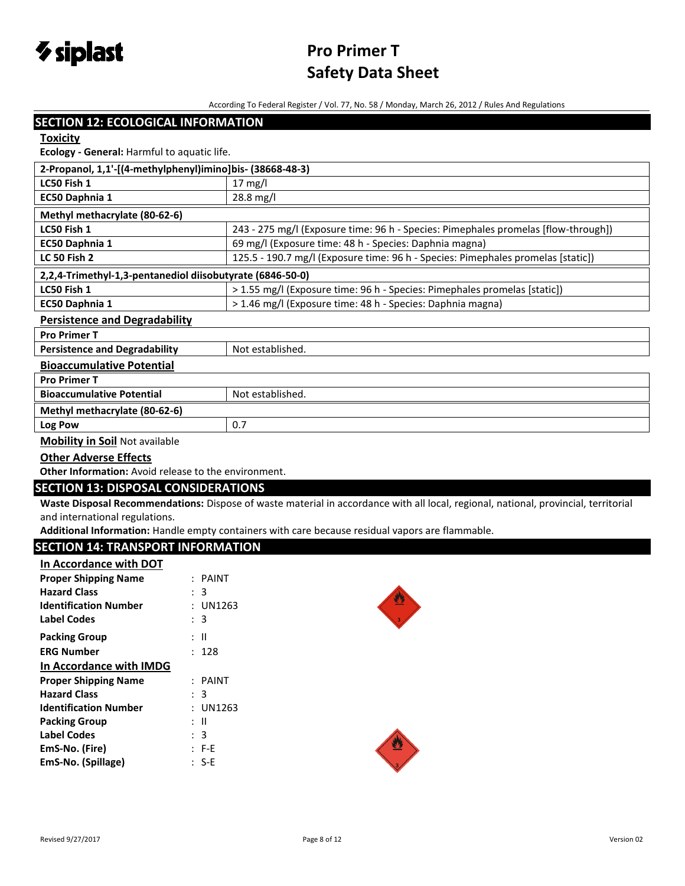## SECTION 12: ECOLOGICAL INFORMATION

### Toxicity

**Ecology - General:** Harmful to aquatic life.

| 2-Propanol, 1,1'-[(4-methylphenyl)imino]bis- (38668-48-3) | |
|---|---|
| **LC50 Fish 1** | 17 mg/l |
| **EC50 Daphnia 1** | 28.8 mg/l |

| Methyl methacrylate (80-62-6) | |
|---|---|
| **LC50 Fish 1** | 243 - 275 mg/l (Exposure time: 96 h - Species: Pimephales promelas [flow-through]) |
| **EC50 Daphnia 1** | 69 mg/l (Exposure time: 48 h - Species: Daphnia magna) |
| **LC 50 Fish 2** | 125.5 - 190.7 mg/l (Exposure time: 96 h - Species: Pimephales promelas [static]) |

| 2,2,4-Trimethyl-1,3-pentanediol diisobutyrate (6846-50-0) | |
|---|---|
| **LC50 Fish 1** | > 1.55 mg/l (Exposure time: 96 h - Species: Pimephales promelas [static]) |
| **EC50 Daphnia 1** | > 1.46 mg/l (Exposure time: 48 h - Species: Daphnia magna) |

### Persistence and Degradability

| Pro Primer T | |
|---|---|
| **Persistence and Degradability** | Not established. |

### Bioaccumulative Potential

| Pro Primer T | |
|---|---|
| **Bioaccumulative Potential** | Not established. |

| Methyl methacrylate (80-62-6) | |
|---|---|
| **Log Pow** | 0.7 |

**Mobility in Soil** Not available

### Other Adverse Effects

**Other Information:** Avoid release to the environment.

## SECTION 13: DISPOSAL CONSIDERATIONS

**Waste Disposal Recommendations:** Dispose of waste material in accordance with all local, regional, national, provincial, territorial and international regulations.

**Additional Information:** Handle empty containers with care because residual vapors are flammable.

## SECTION 14: TRANSPORT INFORMATION

### In Accordance with DOT

**Proper Shipping Name** : PAINT
**Hazard Class** : 3
**Identification Number** : UN1263
**Label Codes** : 3
**Packing Group** : II
**ERG Number** : 128

### In Accordance with IMDG

**Proper Shipping Name** : PAINT
**Hazard Class** : 3
**Identification Number** : UN1263
**Packing Group** : II
**Label Codes** : 3
**EmS-No. (Fire)** : F-E
**EmS-No. (Spillage)** : S-E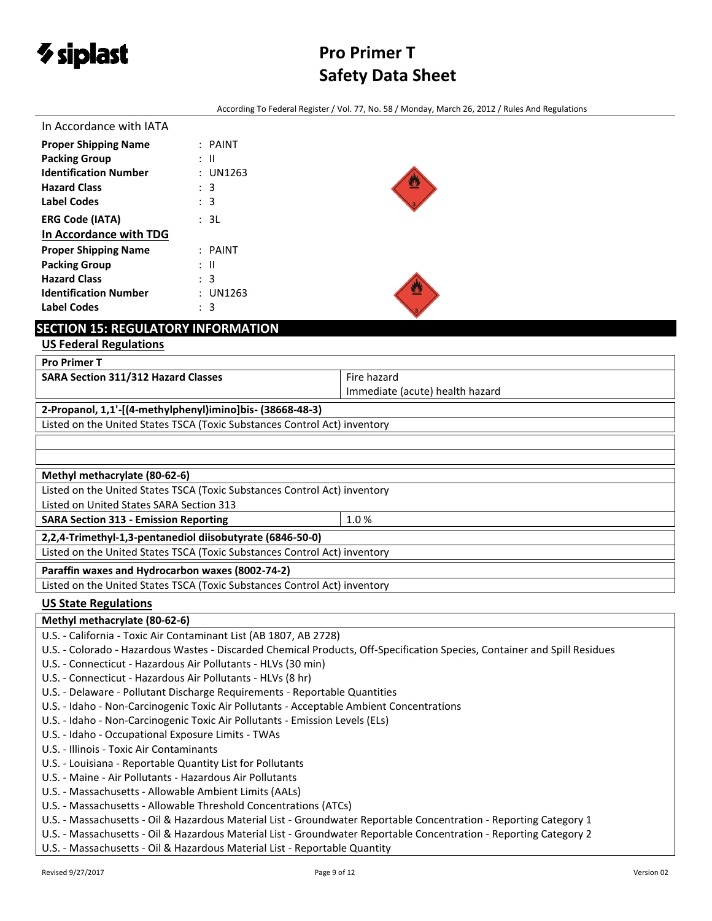In Accordance with IATA

**Proper Shipping Name** : PAINT
**Packing Group** : II
**Identification Number** : UN1263
**Hazard Class** : 3
**Label Codes** : 3
**ERG Code (IATA)** : 3L

**In Accordance with TDG**

**Proper Shipping Name** : PAINT
**Packing Group** : II
**Hazard Class** : 3
**Identification Number** : UN1263
**Label Codes** : 3

## SECTION 15: REGULATORY INFORMATION

### US Federal Regulations

| | |
|---|---|
| **Pro Primer T** | |
| **SARA Section 311/312 Hazard Classes** | Fire hazard<br>Immediate (acute) health hazard |

| |
|---|
| **2-Propanol, 1,1'-[(4-methylphenyl)imino]bis- (38668-48-3)** |
| Listed on the United States TSCA (Toxic Substances Control Act) inventory |

| | |
|---|---|
| **Methyl methacrylate (80-62-6)** | |
| Listed on the United States TSCA (Toxic Substances Control Act) inventory | |
| Listed on United States SARA Section 313 | |
| **SARA Section 313 - Emission Reporting** | 1.0 % |

| |
|---|
| **2,2,4-Trimethyl-1,3-pentanediol diisobutyrate (6846-50-0)** |
| Listed on the United States TSCA (Toxic Substances Control Act) inventory |

| |
|---|
| **Paraffin waxes and Hydrocarbon waxes (8002-74-2)** |
| Listed on the United States TSCA (Toxic Substances Control Act) inventory |

### US State Regulations

**Methyl methacrylate (80-62-6)**

U.S. - California - Toxic Air Contaminant List (AB 1807, AB 2728)
U.S. - Colorado - Hazardous Wastes - Discarded Chemical Products, Off-Specification Species, Container and Spill Residues
U.S. - Connecticut - Hazardous Air Pollutants - HLVs (30 min)
U.S. - Connecticut - Hazardous Air Pollutants - HLVs (8 hr)
U.S. - Delaware - Pollutant Discharge Requirements - Reportable Quantities
U.S. - Idaho - Non-Carcinogenic Toxic Air Pollutants - Acceptable Ambient Concentrations
U.S. - Idaho - Non-Carcinogenic Toxic Air Pollutants - Emission Levels (ELs)
U.S. - Idaho - Occupational Exposure Limits - TWAs
U.S. - Illinois - Toxic Air Contaminants
U.S. - Louisiana - Reportable Quantity List for Pollutants
U.S. - Maine - Air Pollutants - Hazardous Air Pollutants
U.S. - Massachusetts - Allowable Ambient Limits (AALs)
U.S. - Massachusetts - Allowable Threshold Concentrations (ATCs)
U.S. - Massachusetts - Oil & Hazardous Material List - Groundwater Reportable Concentration - Reporting Category 1
U.S. - Massachusetts - Oil & Hazardous Material List - Groundwater Reportable Concentration - Reporting Category 2
U.S. - Massachusetts - Oil & Hazardous Material List - Reportable Quantity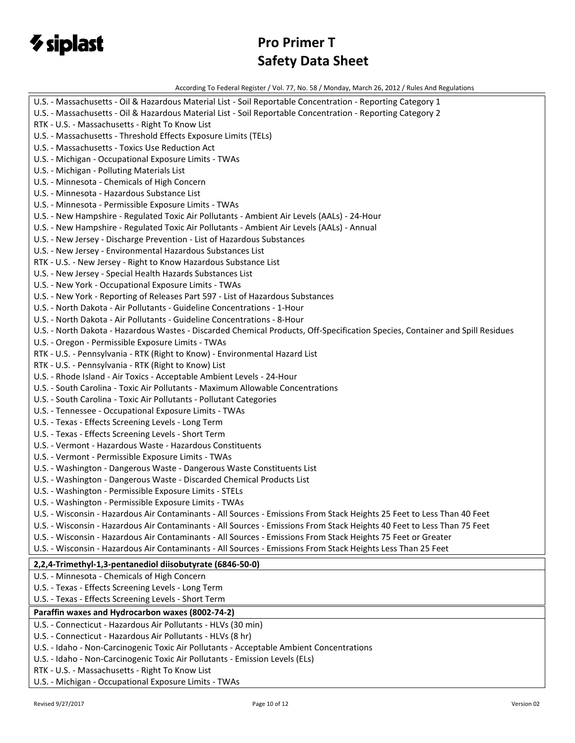U.S. - Massachusetts - Oil & Hazardous Material List - Soil Reportable Concentration - Reporting Category 1
U.S. - Massachusetts - Oil & Hazardous Material List - Soil Reportable Concentration - Reporting Category 2
RTK - U.S. - Massachusetts - Right To Know List
U.S. - Massachusetts - Threshold Effects Exposure Limits (TELs)
U.S. - Massachusetts - Toxics Use Reduction Act
U.S. - Michigan - Occupational Exposure Limits - TWAs
U.S. - Michigan - Polluting Materials List
U.S. - Minnesota - Chemicals of High Concern
U.S. - Minnesota - Hazardous Substance List
U.S. - Minnesota - Permissible Exposure Limits - TWAs
U.S. - New Hampshire - Regulated Toxic Air Pollutants - Ambient Air Levels (AALs) - 24-Hour
U.S. - New Hampshire - Regulated Toxic Air Pollutants - Ambient Air Levels (AALs) - Annual
U.S. - New Jersey - Discharge Prevention - List of Hazardous Substances
U.S. - New Jersey - Environmental Hazardous Substances List
RTK - U.S. - New Jersey - Right to Know Hazardous Substance List
U.S. - New Jersey - Special Health Hazards Substances List
U.S. - New York - Occupational Exposure Limits - TWAs
U.S. - New York - Reporting of Releases Part 597 - List of Hazardous Substances
U.S. - North Dakota - Air Pollutants - Guideline Concentrations - 1-Hour
U.S. - North Dakota - Air Pollutants - Guideline Concentrations - 8-Hour
U.S. - North Dakota - Hazardous Wastes - Discarded Chemical Products, Off-Specification Species, Container and Spill Residues
U.S. - Oregon - Permissible Exposure Limits - TWAs
RTK - U.S. - Pennsylvania - RTK (Right to Know) - Environmental Hazard List
RTK - U.S. - Pennsylvania - RTK (Right to Know) List
U.S. - Rhode Island - Air Toxics - Acceptable Ambient Levels - 24-Hour
U.S. - South Carolina - Toxic Air Pollutants - Maximum Allowable Concentrations
U.S. - South Carolina - Toxic Air Pollutants - Pollutant Categories
U.S. - Tennessee - Occupational Exposure Limits - TWAs
U.S. - Texas - Effects Screening Levels - Long Term
U.S. - Texas - Effects Screening Levels - Short Term
U.S. - Vermont - Hazardous Waste - Hazardous Constituents
U.S. - Vermont - Permissible Exposure Limits - TWAs
U.S. - Washington - Dangerous Waste - Dangerous Waste Constituents List
U.S. - Washington - Dangerous Waste - Discarded Chemical Products List
U.S. - Washington - Permissible Exposure Limits - STELs
U.S. - Washington - Permissible Exposure Limits - TWAs
U.S. - Wisconsin - Hazardous Air Contaminants - All Sources - Emissions From Stack Heights 25 Feet to Less Than 40 Feet
U.S. - Wisconsin - Hazardous Air Contaminants - All Sources - Emissions From Stack Heights 40 Feet to Less Than 75 Feet
U.S. - Wisconsin - Hazardous Air Contaminants - All Sources - Emissions From Stack Heights 75 Feet or Greater
U.S. - Wisconsin - Hazardous Air Contaminants - All Sources - Emissions From Stack Heights Less Than 25 Feet

**2,2,4-Trimethyl-1,3-pentanediol diisobutyrate (6846-50-0)**

U.S. - Minnesota - Chemicals of High Concern
U.S. - Texas - Effects Screening Levels - Long Term
U.S. - Texas - Effects Screening Levels - Short Term

**Paraffin waxes and Hydrocarbon waxes (8002-74-2)**

U.S. - Connecticut - Hazardous Air Pollutants - HLVs (30 min)
U.S. - Connecticut - Hazardous Air Pollutants - HLVs (8 hr)
U.S. - Idaho - Non-Carcinogenic Toxic Air Pollutants - Acceptable Ambient Concentrations
U.S. - Idaho - Non-Carcinogenic Toxic Air Pollutants - Emission Levels (ELs)
RTK - U.S. - Massachusetts - Right To Know List
U.S. - Michigan - Occupational Exposure Limits - TWAs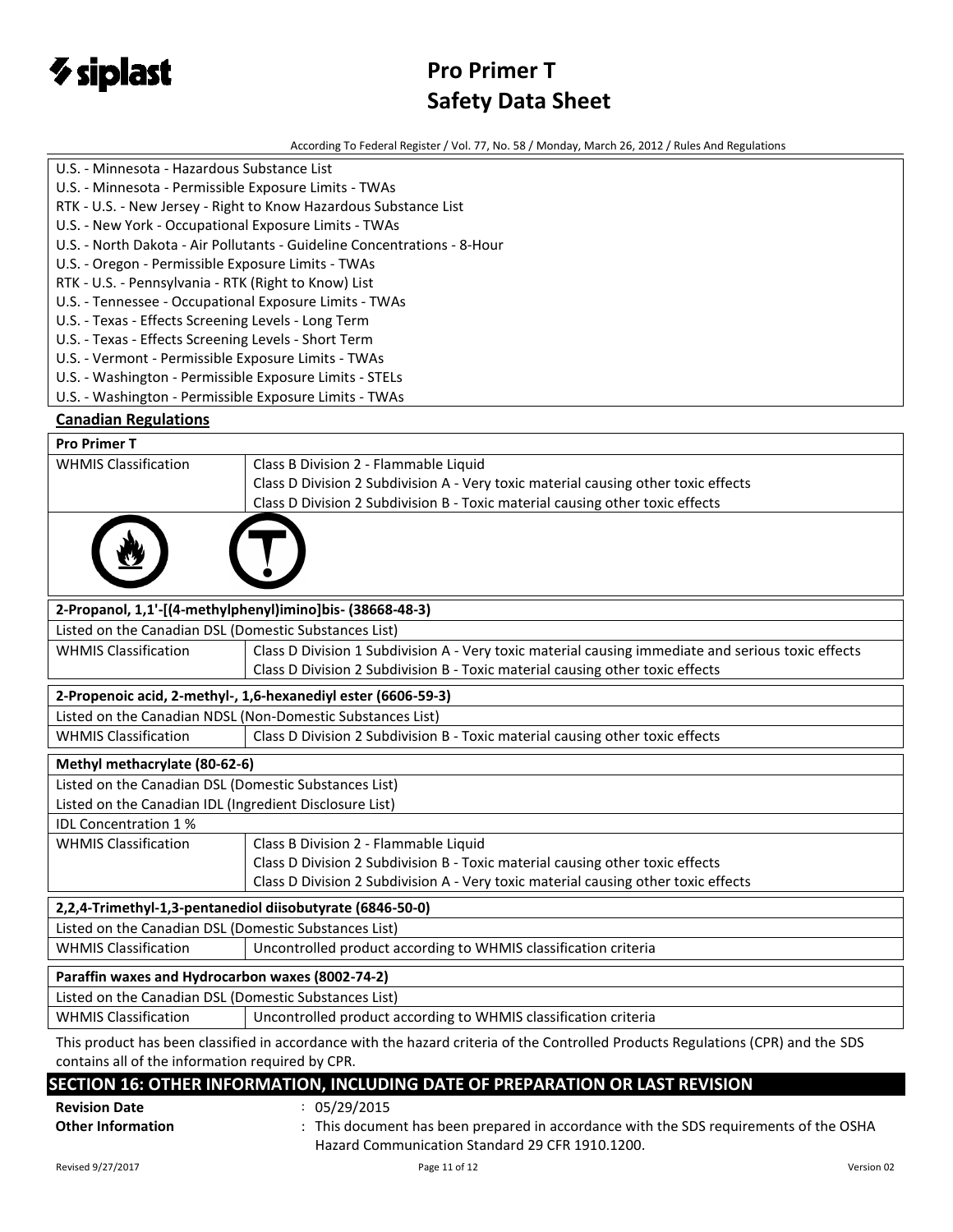U.S. - Minnesota - Hazardous Substance List
U.S. - Minnesota - Permissible Exposure Limits - TWAs
RTK - U.S. - New Jersey - Right to Know Hazardous Substance List
U.S. - New York - Occupational Exposure Limits - TWAs
U.S. - North Dakota - Air Pollutants - Guideline Concentrations - 8-Hour
U.S. - Oregon - Permissible Exposure Limits - TWAs
RTK - U.S. - Pennsylvania - RTK (Right to Know) List
U.S. - Tennessee - Occupational Exposure Limits - TWAs
U.S. - Texas - Effects Screening Levels - Long Term
U.S. - Texas - Effects Screening Levels - Short Term
U.S. - Vermont - Permissible Exposure Limits - TWAs
U.S. - Washington - Permissible Exposure Limits - STELs
U.S. - Washington - Permissible Exposure Limits - TWAs

**Canadian Regulations**

| Pro Primer T | |
|---|---|
| WHMIS Classification | Class B Division 2 - Flammable Liquid<br>Class D Division 2 Subdivision A - Very toxic material causing other toxic effects<br>Class D Division 2 Subdivision B - Toxic material causing other toxic effects |

| 2-Propanol, 1,1'-[(4-methylphenyl)imino]bis- (38668-48-3) | |
|---|---|
| Listed on the Canadian DSL (Domestic Substances List) | |
| WHMIS Classification | Class D Division 1 Subdivision A - Very toxic material causing immediate and serious toxic effects<br>Class D Division 2 Subdivision B - Toxic material causing other toxic effects |

| 2-Propenoic acid, 2-methyl-, 1,6-hexanediyl ester (6606-59-3) | |
|---|---|
| Listed on the Canadian NDSL (Non-Domestic Substances List) | |
| WHMIS Classification | Class D Division 2 Subdivision B - Toxic material causing other toxic effects |

| Methyl methacrylate (80-62-6) | |
|---|---|
| Listed on the Canadian DSL (Domestic Substances List) | |
| Listed on the Canadian IDL (Ingredient Disclosure List) | |
| IDL Concentration 1 % | |
| WHMIS Classification | Class B Division 2 - Flammable Liquid<br>Class D Division 2 Subdivision B - Toxic material causing other toxic effects<br>Class D Division 2 Subdivision A - Very toxic material causing other toxic effects |

| 2,2,4-Trimethyl-1,3-pentanediol diisobutyrate (6846-50-0) | |
|---|---|
| Listed on the Canadian DSL (Domestic Substances List) | |
| WHMIS Classification | Uncontrolled product according to WHMIS classification criteria |

| Paraffin waxes and Hydrocarbon waxes (8002-74-2) | |
|---|---|
| Listed on the Canadian DSL (Domestic Substances List) | |
| WHMIS Classification | Uncontrolled product according to WHMIS classification criteria |

This product has been classified in accordance with the hazard criteria of the Controlled Products Regulations (CPR) and the SDS contains all of the information required by CPR.

## SECTION 16: OTHER INFORMATION, INCLUDING DATE OF PREPARATION OR LAST REVISION

**Revision Date** : 05/29/2015

**Other Information** : This document has been prepared in accordance with the SDS requirements of the OSHA Hazard Communication Standard 29 CFR 1910.1200.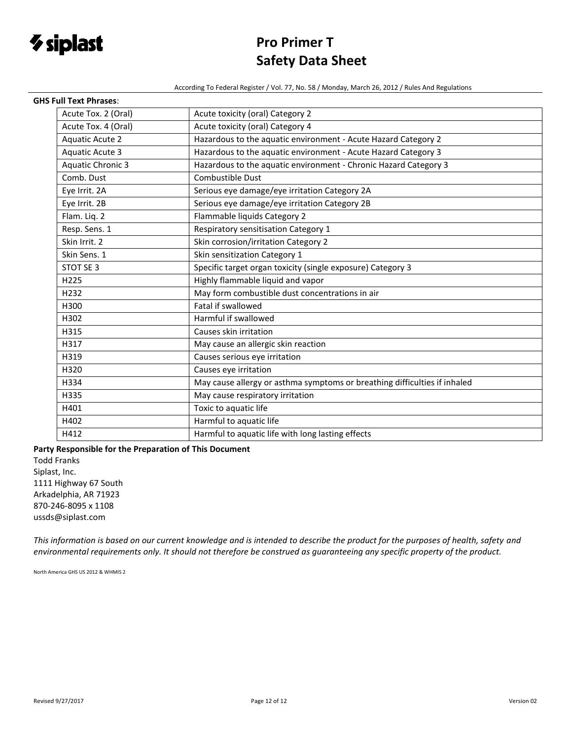**GHS Full Text Phrases**:

| | |
|---|---|
| Acute Tox. 2 (Oral) | Acute toxicity (oral) Category 2 |
| Acute Tox. 4 (Oral) | Acute toxicity (oral) Category 4 |
| Aquatic Acute 2 | Hazardous to the aquatic environment - Acute Hazard Category 2 |
| Aquatic Acute 3 | Hazardous to the aquatic environment - Acute Hazard Category 3 |
| Aquatic Chronic 3 | Hazardous to the aquatic environment - Chronic Hazard Category 3 |
| Comb. Dust | Combustible Dust |
| Eye Irrit. 2A | Serious eye damage/eye irritation Category 2A |
| Eye Irrit. 2B | Serious eye damage/eye irritation Category 2B |
| Flam. Liq. 2 | Flammable liquids Category 2 |
| Resp. Sens. 1 | Respiratory sensitisation Category 1 |
| Skin Irrit. 2 | Skin corrosion/irritation Category 2 |
| Skin Sens. 1 | Skin sensitization Category 1 |
| STOT SE 3 | Specific target organ toxicity (single exposure) Category 3 |
| H225 | Highly flammable liquid and vapor |
| H232 | May form combustible dust concentrations in air |
| H300 | Fatal if swallowed |
| H302 | Harmful if swallowed |
| H315 | Causes skin irritation |
| H317 | May cause an allergic skin reaction |
| H319 | Causes serious eye irritation |
| H320 | Causes eye irritation |
| H334 | May cause allergy or asthma symptoms or breathing difficulties if inhaled |
| H335 | May cause respiratory irritation |
| H401 | Toxic to aquatic life |
| H402 | Harmful to aquatic life |
| H412 | Harmful to aquatic life with long lasting effects |

**Party Responsible for the Preparation of This Document**

Todd Franks
Siplast, Inc.
1111 Highway 67 South
Arkadelphia, AR 71923
870-246-8095 x 1108
ussds@siplast.com

*This information is based on our current knowledge and is intended to describe the product for the purposes of health, safety and environmental requirements only. It should not therefore be construed as guaranteeing any specific property of the product.*

North America GHS US 2012 & WHMIS 2